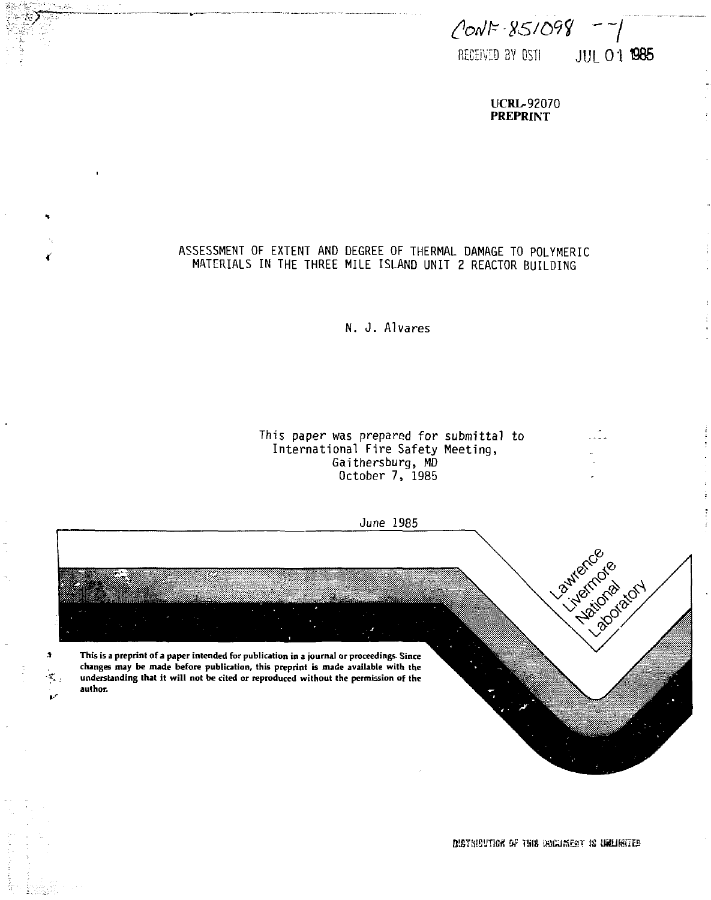CONF-851098--1

RECEIVED BY OSTI JUL 01 1985

**UCRL-92070**
**PREPRINT**

# ASSESSMENT OF EXTENT AND DEGREE OF THERMAL DAMAGE TO POLYMERIC MATERIALS IN THE THREE MILE ISLAND UNIT 2 REACTOR BUILDING

N. J. Alvares

This paper was prepared for submittal to
International Fire Safety Meeting,
Gaithersburg, MD
October 7, 1985

June 1985

Lawrence Livermore National Laboratory

**This is a preprint of a paper intended for publication in a journal or proceedings. Since changes may be made before publication, this preprint is made available with the understanding that it will not be cited or reproduced without the permission of the author.**

DISTRIBUTION OF THIS DOCUMENT IS UNLIMITED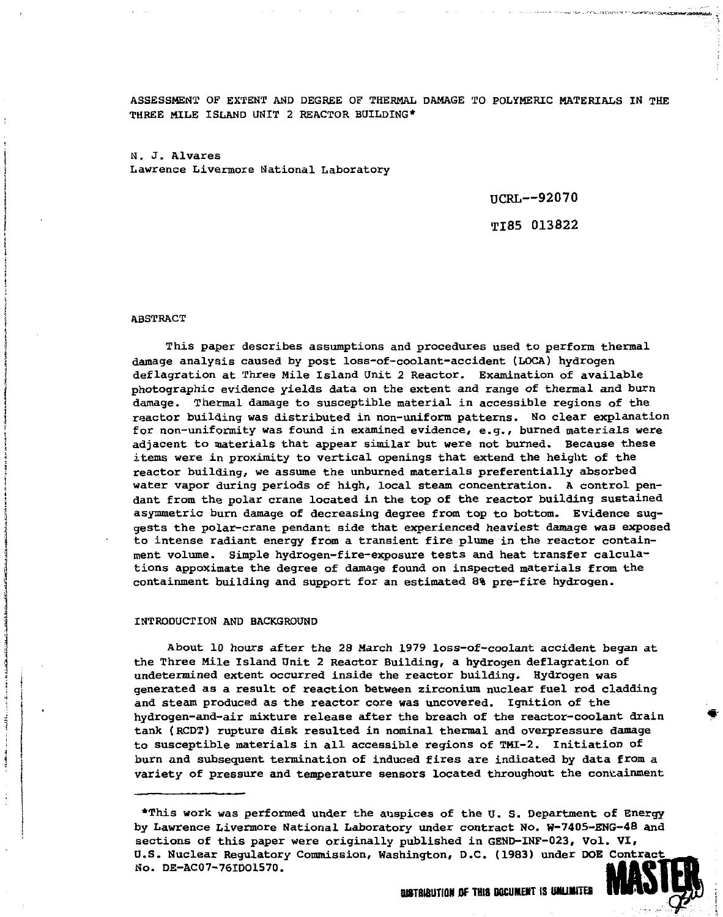ASSESSMENT OF EXTENT AND DEGREE OF THERMAL DAMAGE TO POLYMERIC MATERIALS IN THE THREE MILE ISLAND UNIT 2 REACTOR BUILDING*

N. J. Alvares
Lawrence Livermore National Laboratory

UCRL--92070

TI85 013822

## ABSTRACT

This paper describes assumptions and procedures used to perform thermal damage analysis caused by post loss-of-coolant-accident (LOCA) hydrogen deflagration at Three Mile Island Unit 2 Reactor. Examination of available photographic evidence yields data on the extent and range of thermal and burn damage. Thermal damage to susceptible material in accessible regions of the reactor building was distributed in non-uniform patterns. No clear explanation for non-uniformity was found in examined evidence, e.g., burned materials were adjacent to materials that appear similar but were not burned. Because these items were in proximity to vertical openings that extend the height of the reactor building, we assume the unburned materials preferentially absorbed water vapor during periods of high, local steam concentration. A control pendant from the polar crane located in the top of the reactor building sustained asymmetric burn damage of decreasing degree from top to bottom. Evidence suggests the polar-crane pendant side that experienced heaviest damage was exposed to intense radiant energy from a transient fire plume in the reactor containment volume. Simple hydrogen-fire-exposure tests and heat transfer calculations appoximate the degree of damage found on inspected materials from the containment building and support for an estimated 8% pre-fire hydrogen.

## INTRODUCTION AND BACKGROUND

About 10 hours after the 28 March 1979 loss-of-coolant accident began at the Three Mile Island Unit 2 Reactor Building, a hydrogen deflagration of undetermined extent occurred inside the reactor building. Hydrogen was generated as a result of reaction between zirconium nuclear fuel rod cladding and steam produced as the reactor core was uncovered. Ignition of the hydrogen-and-air mixture release after the breach of the reactor-coolant drain tank (RCDT) rupture disk resulted in nominal thermal and overpressure damage to susceptible materials in all accessible regions of TMI-2. Initiation of burn and subsequent termination of induced fires are indicated by data from a variety of pressure and temperature sensors located throughout the containment

*This work was performed under the auspices of the U. S. Department of Energy by Lawrence Livermore National Laboratory under contract No. W-7405-ENG-48 and sections of this paper were originally published in GEND-INF-023, Vol. VI, U.S. Nuclear Regulatory Commission, Washington, D.C. (1983) under DOE Contract No. DE-AC07-76ID01570.

DISTRIBUTION OF THIS DOCUMENT IS UNLIMITED

MASTER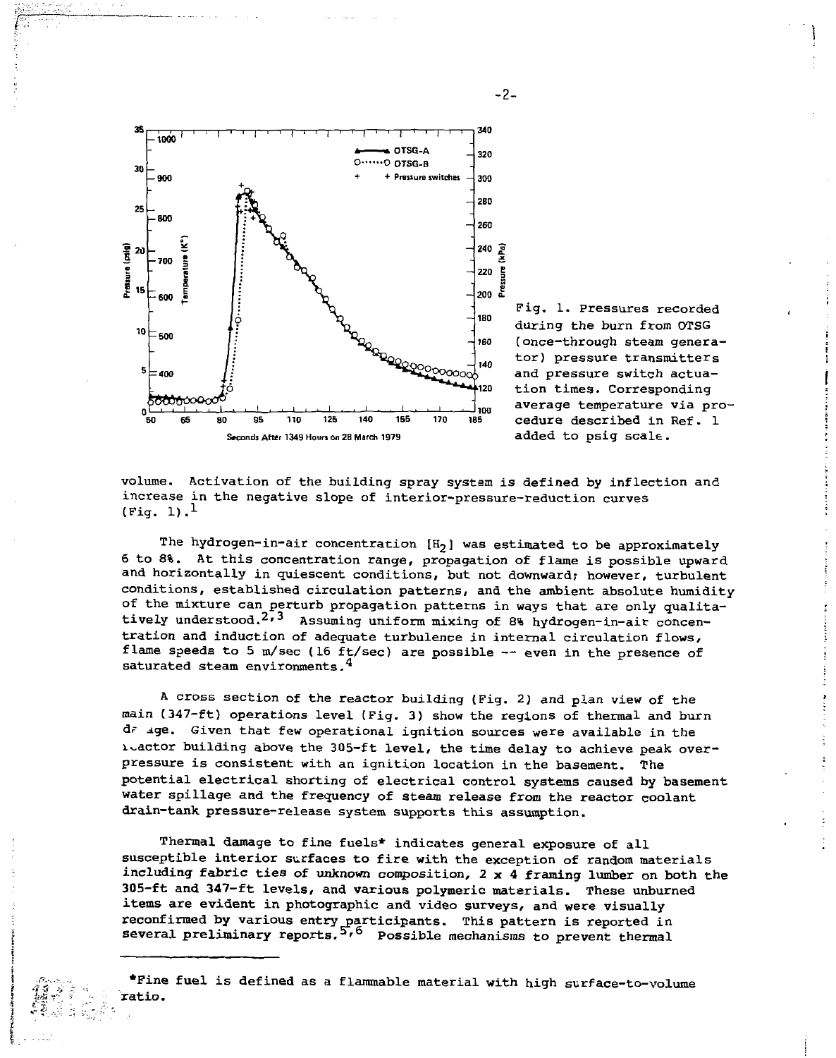Fig. 1. Pressures recorded during the burn from OTSG (once-through steam generator) pressure transmitters and pressure switch actuation times. Corresponding average temperature via procedure described in Ref. 1 added to psig scale.

volume. Activation of the building spray system is defined by inflection and increase in the negative slope of interior-pressure-reduction curves (Fig. 1).[1]

The hydrogen-in-air concentration [$H_2$] was estimated to be approximately 6 to 8%. At this concentration range, propagation of flame is possible upward and horizontally in quiescent conditions, but not downward; however, turbulent conditions, established circulation patterns, and the ambient absolute humidity of the mixture can perturb propagation patterns in ways that are only qualitatively understood.[2,3] Assuming uniform mixing of 8% hydrogen-in-air concentration and induction of adequate turbulence in internal circulation flows, flame speeds to 5 m/sec (16 ft/sec) are possible -- even in the presence of saturated steam environments.[4]

A cross section of the reactor building (Fig. 2) and plan view of the main (347-ft) operations level (Fig. 3) show the regions of thermal and burn damage. Given that few operational ignition sources were available in the reactor building above the 305-ft level, the time delay to achieve peak overpressure is consistent with an ignition location in the basement. The potential electrical shorting of electrical control systems caused by basement water spillage and the frequency of steam release from the reactor coolant drain-tank pressure-release system supports this assumption.

Thermal damage to fine fuels* indicates general exposure of all susceptible interior surfaces to fire with the exception of random materials including fabric ties of unknown composition, 2 x 4 framing lumber on both the 305-ft and 347-ft levels, and various polymeric materials. These unburned items are evident in photographic and video surveys, and were visually reconfirmed by various entry participants. This pattern is reported in several preliminary reports.[5,6] Possible mechanisms to prevent thermal

---

*Fine fuel is defined as a flammable material with high surface-to-volume ratio.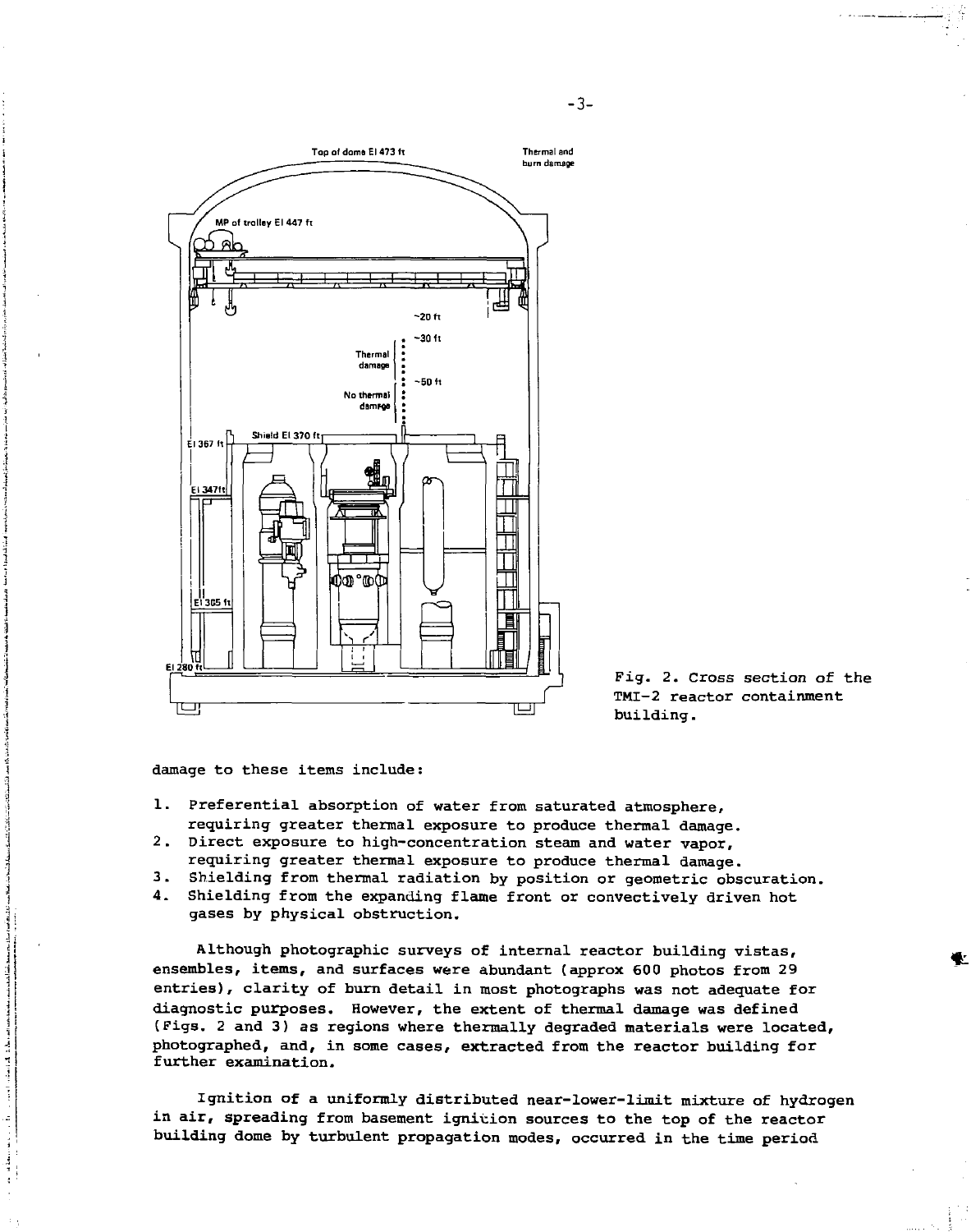Fig. 2. Cross section of the TMI-2 reactor containment building.

damage to these items include:

1. Preferential absorption of water from saturated atmosphere, requiring greater thermal exposure to produce thermal damage.
2. Direct exposure to high-concentration steam and water vapor, requiring greater thermal exposure to produce thermal damage.
3. Shielding from thermal radiation by position or geometric obscuration.
4. Shielding from the expanding flame front or convectively driven hot gases by physical obstruction.

Although photographic surveys of internal reactor building vistas, ensembles, items, and surfaces were abundant (approx 600 photos from 29 entries), clarity of burn detail in most photographs was not adequate for diagnostic purposes. However, the extent of thermal damage was defined (Figs. 2 and 3) as regions where thermally degraded materials were located, photographed, and, in some cases, extracted from the reactor building for further examination.

Ignition of a uniformly distributed near-lower-limit mixture of hydrogen in air, spreading from basement ignition sources to the top of the reactor building dome by turbulent propagation modes, occurred in the time period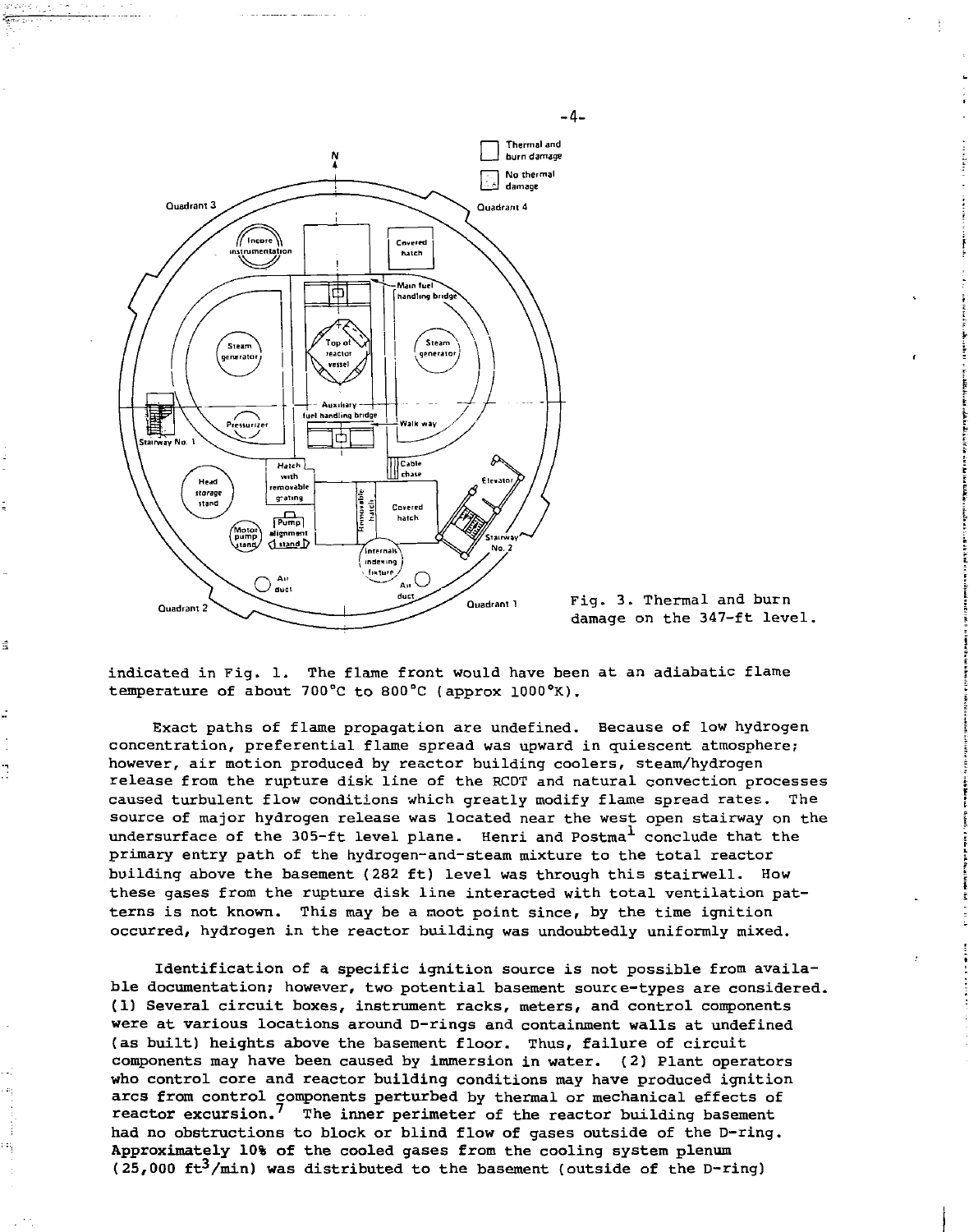Fig. 3. Thermal and burn damage on the 347-ft level.

indicated in Fig. 1. The flame front would have been at an adiabatic flame temperature of about 700°C to 800°C (approx 1000°K).

Exact paths of flame propagation are undefined. Because of low hydrogen concentration, preferential flame spread was upward in quiescent atmosphere; however, air motion produced by reactor building coolers, steam/hydrogen release from the rupture disk line of the RCDT and natural convection processes caused turbulent flow conditions which greatly modify flame spread rates. The source of major hydrogen release was located near the west open stairway on the undersurface of the 305-ft level plane. Henri and Postma[1] conclude that the primary entry path of the hydrogen-and-steam mixture to the total reactor building above the basement (282 ft) level was through this stairwell. How these gases from the rupture disk line interacted with total ventilation patterns is not known. This may be a moot point since, by the time ignition occurred, hydrogen in the reactor building was undoubtedly uniformly mixed.

Identification of a specific ignition source is not possible from available documentation; however, two potential basement source-types are considered. (1) Several circuit boxes, instrument racks, meters, and control components were at various locations around D-rings and containment walls at undefined (as built) heights above the basement floor. Thus, failure of circuit components may have been caused by immersion in water. (2) Plant operators who control core and reactor building conditions may have produced ignition arcs from control components perturbed by thermal or mechanical effects of reactor excursion.[7] The inner perimeter of the reactor building basement had no obstructions to block or blind flow of gases outside of the D-ring. Approximately 10% of the cooled gases from the cooling system plenum (25,000 $ft^3$/min) was distributed to the basement (outside of the D-ring)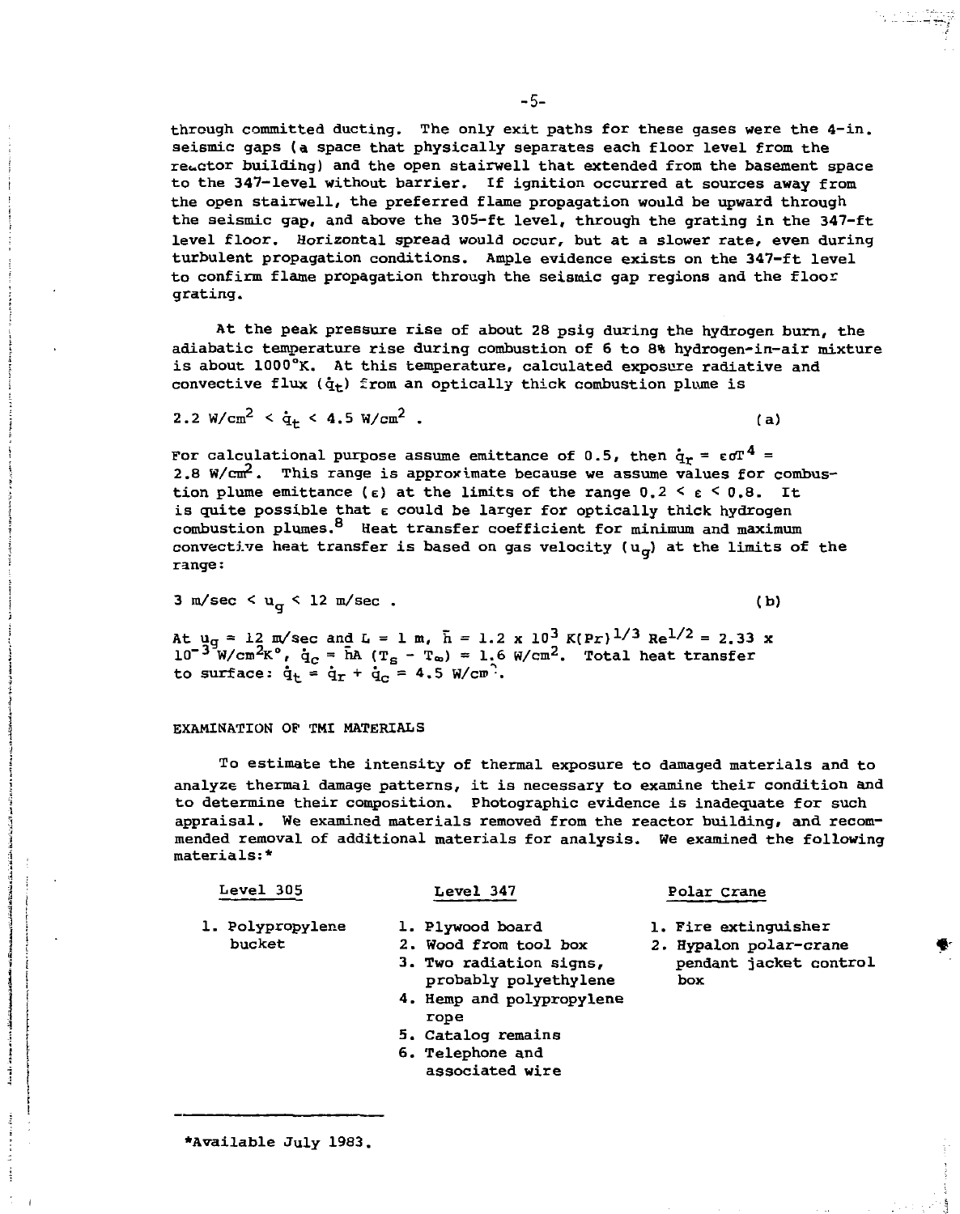through committed ducting. The only exit paths for these gases were the 4-in. seismic gaps (a space that physically separates each floor level from the reactor building) and the open stairwell that extended from the basement space to the 347-level without barrier. If ignition occurred at sources away from the open stairwell, the preferred flame propagation would be upward through the seismic gap, and above the 305-ft level, through the grating in the 347-ft level floor. Horizontal spread would occur, but at a slower rate, even during turbulent propagation conditions. Ample evidence exists on the 347-ft level to confirm flame propagation through the seismic gap regions and the floor grating.

At the peak pressure rise of about 28 psig during the hydrogen burn, the adiabatic temperature rise during combustion of 6 to 8% hydrogen-in-air mixture is about 1000°K. At this temperature, calculated exposure radiative and convective flux ($\dot{q}_t$) from an optically thick combustion plume is

$$2.2 \ \text{W/cm}^2 < \dot{q}_t < 4.5 \ \text{W/cm}^2 \ . \qquad \text{(a)}$$

For calculational purpose assume emittance of 0.5, then $\dot{q}_r = \epsilon\sigma T^4 = 2.8 \ \text{W/cm}^2$. This range is approximate because we assume values for combustion plume emittance ($\epsilon$) at the limits of the range $0.2 < \epsilon < 0.8$. It is quite possible that $\epsilon$ could be larger for optically thick hydrogen combustion plumes.[8] Heat transfer coefficient for minimum and maximum convective heat transfer is based on gas velocity ($u_g$) at the limits of the range:

$$3 \ \text{m/sec} < u_g < 12 \ \text{m/sec} \ . \qquad \text{(b)}$$

At $u_g = 12$ m/sec and $L = 1$ m, $\bar{h} = 1.2 \times 10^3 \ K(Pr)^{1/3} \ Re^{1/2} = 2.33 \times 10^{-3} \ \text{W/cm}^2\text{K}^\circ$, $\dot{q}_c = \bar{h}A \ (T_g - T_\infty) = 1.6 \ \text{W/cm}^2$. Total heat transfer to surface: $\dot{q}_t = \dot{q}_r + \dot{q}_c = 4.5 \ \text{W/cm}^2$.

## EXAMINATION OF TMI MATERIALS

To estimate the intensity of thermal exposure to damaged materials and to analyze thermal damage patterns, it is necessary to examine their condition and to determine their composition. Photographic evidence is inadequate for such appraisal. We examined materials removed from the reactor building, and recommended removal of additional materials for analysis. We examined the following materials:*

**Level 305**

1. Polypropylene bucket

**Level 347**

1. Plywood board
2. Wood from tool box
3. Two radiation signs, probably polyethylene
4. Hemp and polypropylene rope
5. Catalog remains
6. Telephone and associated wire

**Polar Crane**

1. Fire extinguisher
2. Hypalon polar-crane pendant jacket control box

---

*Available July 1983.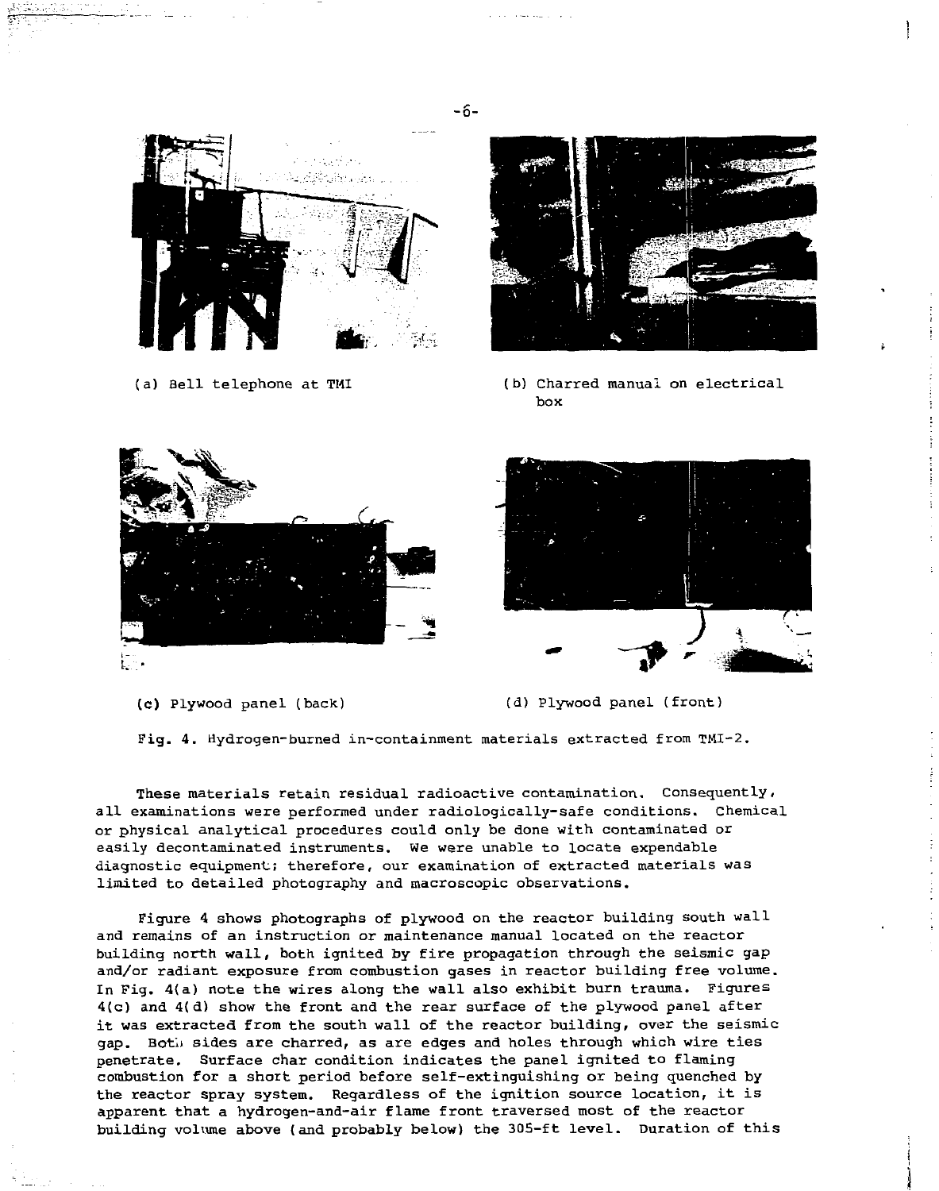(a) Bell telephone at TMI

(b) Charred manual on electrical box

(c) Plywood panel (back)

(d) Plywood panel (front)

**Fig. 4.** Hydrogen-burned in-containment materials extracted from TMI-2.

These materials retain residual radioactive contamination. Consequently, all examinations were performed under radiologically-safe conditions. Chemical or physical analytical procedures could only be done with contaminated or easily decontaminated instruments. We were unable to locate expendable diagnostic equipment; therefore, our examination of extracted materials was limited to detailed photography and macroscopic observations.

Figure 4 shows photographs of plywood on the reactor building south wall and remains of an instruction or maintenance manual located on the reactor building north wall, both ignited by fire propagation through the seismic gap and/or radiant exposure from combustion gases in reactor building free volume. In Fig. 4(a) note the wires along the wall also exhibit burn trauma. Figures 4(c) and 4(d) show the front and the rear surface of the plywood panel after it was extracted from the south wall of the reactor building, over the seismic gap. Both sides are charred, as are edges and holes through which wire ties penetrate. Surface char condition indicates the panel ignited to flaming combustion for a short period before self-extinguishing or being quenched by the reactor spray system. Regardless of the ignition source location, it is apparent that a hydrogen-and-air flame front traversed most of the reactor building volume above (and probably below) the 305-ft level. Duration of this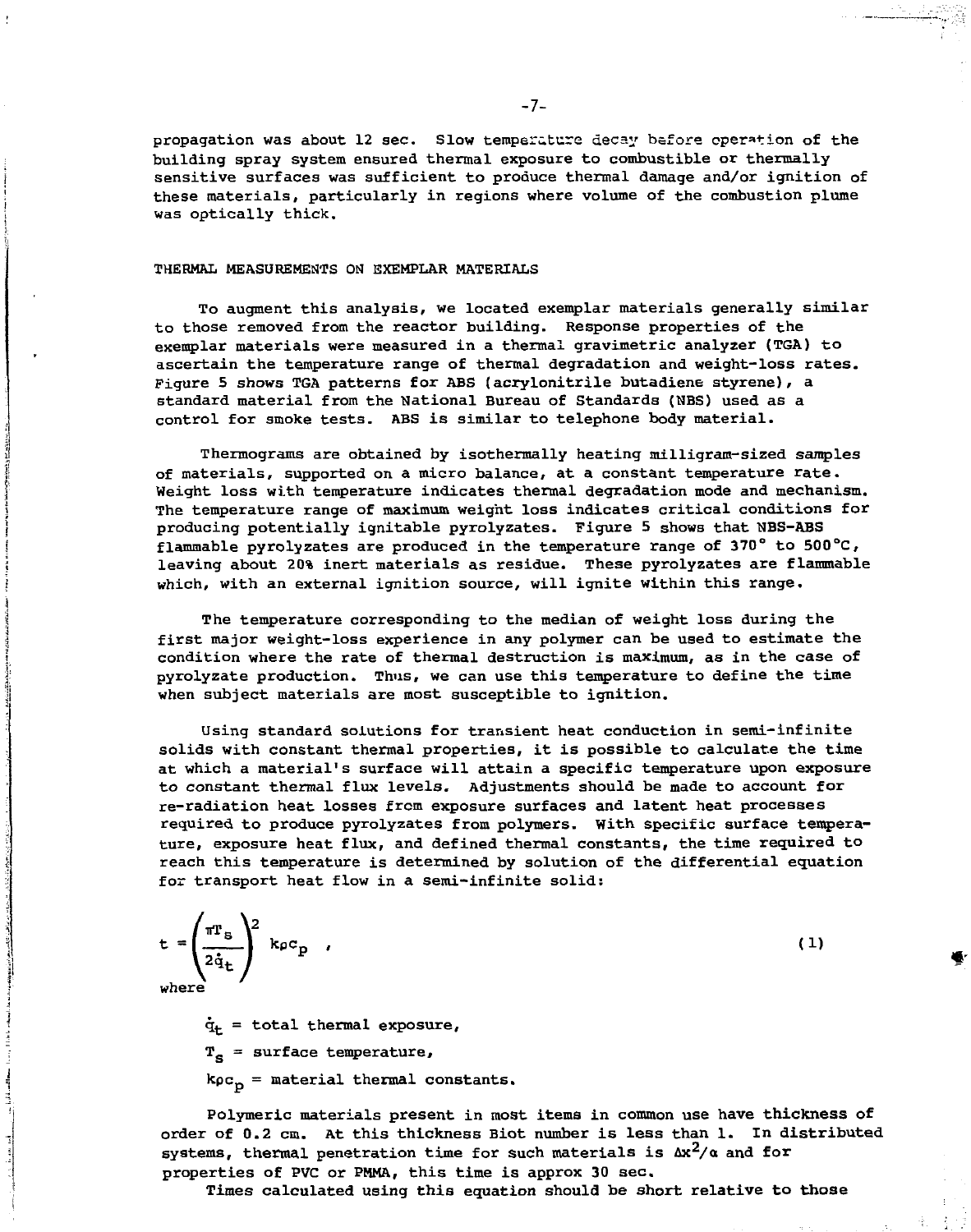propagation was about 12 sec. Slow temperature decay before operation of the building spray system ensured thermal exposure to combustible or thermally sensitive surfaces was sufficient to produce thermal damage and/or ignition of these materials, particularly in regions where volume of the combustion plume was optically thick.

## THERMAL MEASUREMENTS ON EXEMPLAR MATERIALS

To augment this analysis, we located exemplar materials generally similar to those removed from the reactor building. Response properties of the exemplar materials were measured in a thermal gravimetric analyzer (TGA) to ascertain the temperature range of thermal degradation and weight-loss rates. Figure 5 shows TGA patterns for ABS (acrylonitrile butadiene styrene), a standard material from the National Bureau of Standards (NBS) used as a control for smoke tests. ABS is similar to telephone body material.

Thermograms are obtained by isothermally heating milligram-sized samples of materials, supported on a micro balance, at a constant temperature rate. Weight loss with temperature indicates thermal degradation mode and mechanism. The temperature range of maximum weight loss indicates critical conditions for producing potentially ignitable pyrolyzates. Figure 5 shows that NBS-ABS flammable pyrolyzates are produced in the temperature range of 370° to 500°C, leaving about 20% inert materials as residue. These pyrolyzates are flammable which, with an external ignition source, will ignite within this range.

The temperature corresponding to the median of weight loss during the first major weight-loss experience in any polymer can be used to estimate the condition where the rate of thermal destruction is maximum, as in the case of pyrolyzate production. Thus, we can use this temperature to define the time when subject materials are most susceptible to ignition.

Using standard solutions for transient heat conduction in semi-infinite solids with constant thermal properties, it is possible to calculate the time at which a material's surface will attain a specific temperature upon exposure to constant thermal flux levels. Adjustments should be made to account for re-radiation heat losses from exposure surfaces and latent heat processes required to produce pyrolyzates from polymers. With specific surface temperature, exposure heat flux, and defined thermal constants, the time required to reach this temperature is determined by solution of the differential equation for transport heat flow in a semi-infinite solid:

$$t = \left( \frac{\pi T_s}{2\dot{q}_t} \right)^2 k\rho c_p \quad , \tag{1}$$

where

$\dot{q}_t$ = total thermal exposure,

$T_s$ = surface temperature,

$k\rho c_p$ = material thermal constants.

Polymeric materials present in most items in common use have thickness of order of 0.2 cm. At this thickness Biot number is less than 1. In distributed systems, thermal penetration time for such materials is $\Delta x^2/\alpha$ and for properties of PVC or PMMA, this time is approx 30 sec.

Times calculated using this equation should be short relative to those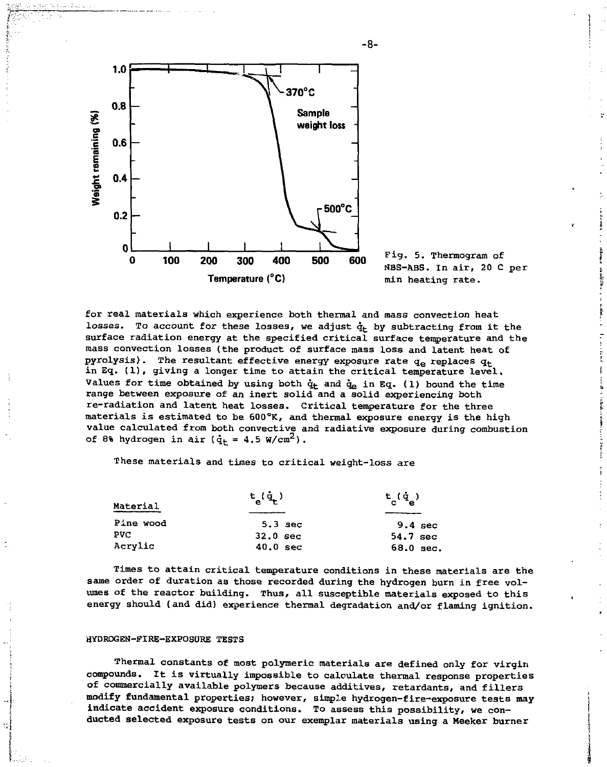Fig. 5. Thermogram of NBS-ABS. In air, 20 C per min heating rate.

for real materials which experience both thermal and mass convection heat losses. To account for these losses, we adjust $\dot{q}_t$ by subtracting from it the surface radiation energy at the specified critical surface temperature and the mass convection losses (the product of surface mass loss and latent heat of pyrolysis). The resultant effective energy exposure rate $q_e$ replaces $q_t$ in Eq. (1), giving a longer time to attain the critical temperature level. Values for time obtained by using both $\dot{q}_t$ and $\dot{q}_e$ in Eq. (1) bound the time range between exposure of an inert solid and a solid experiencing both re-radiation and latent heat losses. Critical temperature for the three materials is estimated to be 600°K, and thermal exposure energy is the high value calculated from both convective and radiative exposure during combustion of 8% hydrogen in air ($\dot{q}_t$ = 4.5 W/cm$^2$).

These materials and times to critical weight-loss are

| Material | $t_e(\dot{q}_t)$ | $t_c(\dot{q}_e)$ |
|---|---|---|
| Pine wood | 5.3 sec | 9.4 sec |
| PVC | 32.0 sec | 54.7 sec |
| Acrylic | 40.0 sec | 68.0 sec. |

Times to attain critical temperature conditions in these materials are the same order of duration as those recorded during the hydrogen burn in free volumes of the reactor building. Thus, all susceptible materials exposed to this energy should (and did) experience thermal degradation and/or flaming ignition.

## HYDROGEN-FIRE-EXPOSURE TESTS

Thermal constants of most polymeric materials are defined only for virgin compounds. It is virtually impossible to calculate thermal response properties of commercially available polymers because additives, retardants, and fillers modify fundamental properties; however, simple hydrogen-fire-exposure tests may indicate accident exposure conditions. To assess this possibility, we conducted selected exposure tests on our exemplar materials using a Meeker burner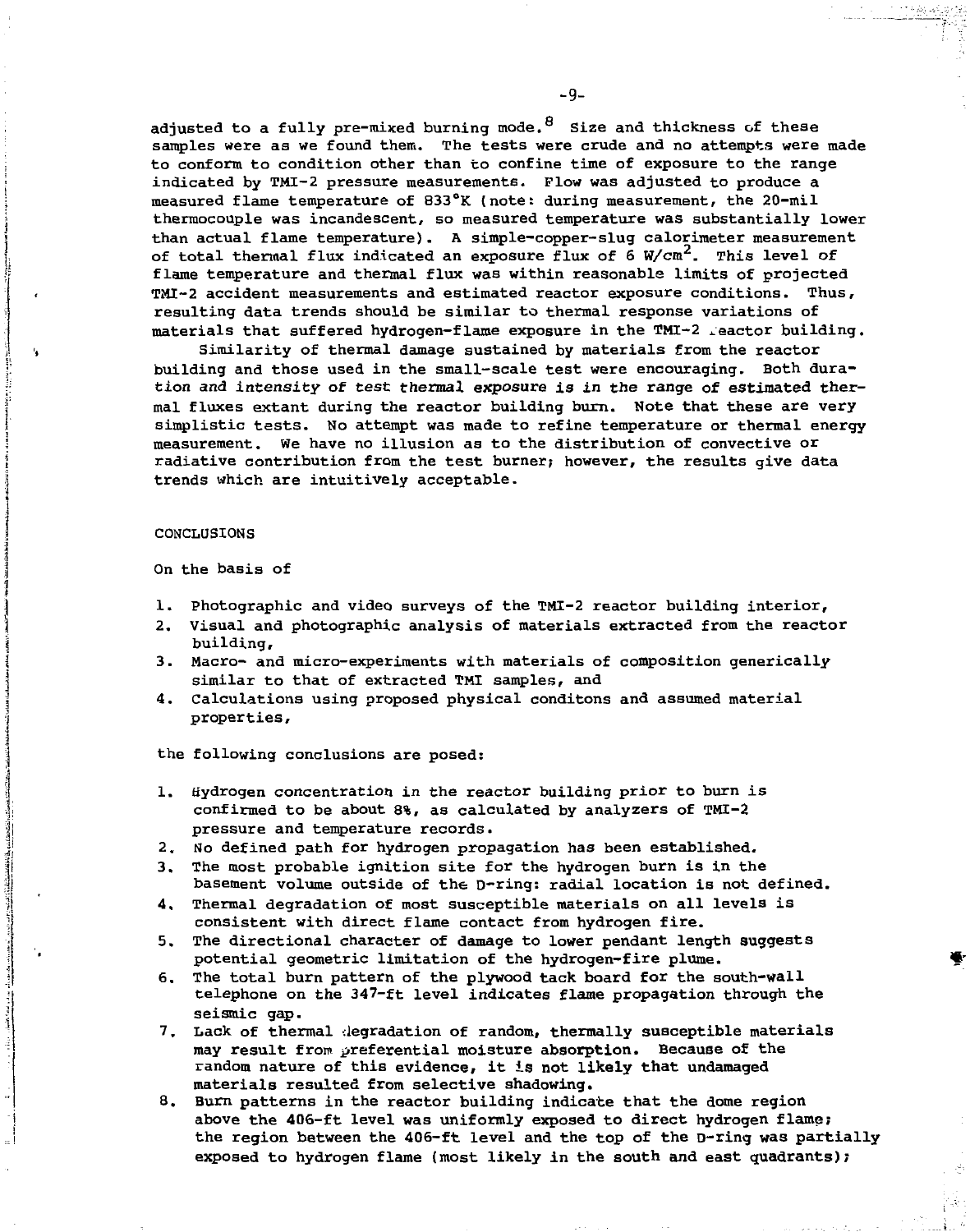adjusted to a fully pre-mixed burning mode.[8] Size and thickness of these samples were as we found them. The tests were crude and no attempts were made to conform to condition other than to confine time of exposure to the range indicated by TMI-2 pressure measurements. Flow was adjusted to produce a measured flame temperature of 833°K (note: during measurement, the 20-mil thermocouple was incandescent, so measured temperature was substantially lower than actual flame temperature). A simple-copper-slug calorimeter measurement of total thermal flux indicated an exposure flux of 6 $W/cm^2$. This level of flame temperature and thermal flux was within reasonable limits of projected TMI-2 accident measurements and estimated reactor exposure conditions. Thus, resulting data trends should be similar to thermal response variations of materials that suffered hydrogen-flame exposure in the TMI-2 reactor building.

Similarity of thermal damage sustained by materials from the reactor building and those used in the small-scale test were encouraging. Both duration and intensity of test thermal exposure is in the range of estimated thermal fluxes extant during the reactor building burn. Note that these are very simplistic tests. No attempt was made to refine temperature or thermal energy measurement. We have no illusion as to the distribution of convective or radiative contribution from the test burner; however, the results give data trends which are intuitively acceptable.

## CONCLUSIONS

On the basis of

1. Photographic and video surveys of the TMI-2 reactor building interior,
2. Visual and photographic analysis of materials extracted from the reactor building,
3. Macro- and micro-experiments with materials of composition generically similar to that of extracted TMI samples, and
4. Calculations using proposed physical conditons and assumed material properties,

the following conclusions are posed:

1. Hydrogen concentration in the reactor building prior to burn is confirmed to be about 8%, as calculated by analyzers of TMI-2 pressure and temperature records.
2. No defined path for hydrogen propagation has been established.
3. The most probable ignition site for the hydrogen burn is in the basement volume outside of the D-ring: radial location is not defined.
4. Thermal degradation of most susceptible materials on all levels is consistent with direct flame contact from hydrogen fire.
5. The directional character of damage to lower pendant length suggests potential geometric limitation of the hydrogen-fire plume.
6. The total burn pattern of the plywood tack board for the south-wall telephone on the 347-ft level indicates flame propagation through the seismic gap.
7. Lack of thermal degradation of random, thermally susceptible materials may result from preferential moisture absorption. Because of the random nature of this evidence, it is not likely that undamaged materials resulted from selective shadowing.
8. Burn patterns in the reactor building indicate that the dome region above the 406-ft level was uniformly exposed to direct hydrogen flame; the region between the 406-ft level and the top of the D-ring was partially exposed to hydrogen flame (most likely in the south and east quadrants);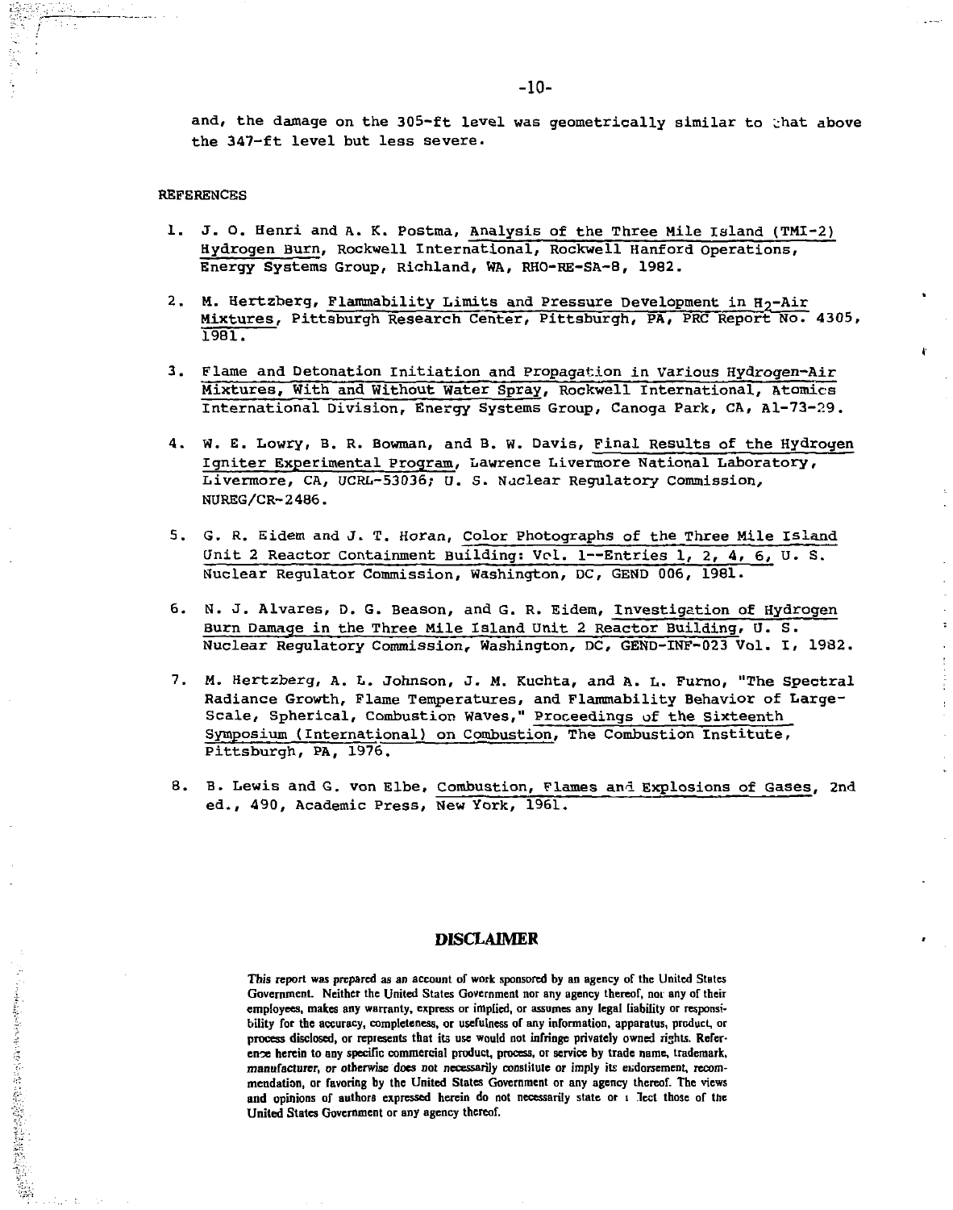and, the damage on the 305-ft level was geometrically similar to that above the 347-ft level but less severe.

REFERENCES

1. J. O. Henri and A. K. Postma, Analysis of the Three Mile Island (TMI-2) Hydrogen Burn, Rockwell International, Rockwell Hanford Operations, Energy Systems Group, Richland, WA, RHO-RE-SA-8, 1982.

2. M. Hertzberg, Flammability Limits and Pressure Development in $H_2$-Air Mixtures, Pittsburgh Research Center, Pittsburgh, PA, PRC Report No. 4305, 1981.

3. Flame and Detonation Initiation and Propagation in Various Hydrogen-Air Mixtures, With and Without Water Spray, Rockwell International, Atomics International Division, Energy Systems Group, Canoga Park, CA, A1-73-29.

4. W. E. Lowry, B. R. Bowman, and B. W. Davis, Final Results of the Hydrogen Igniter Experimental Program, Lawrence Livermore National Laboratory, Livermore, CA, UCRL-53036; U. S. Nuclear Regulatory Commission, NUREG/CR-2486.

5. G. R. Eidem and J. T. Horan, Color Photographs of the Three Mile Island Unit 2 Reactor Containment Building: Vol. 1--Entries 1, 2, 4, 6, U. S. Nuclear Regulator Commission, Washington, DC, GEND 006, 1981.

6. N. J. Alvares, D. G. Beason, and G. R. Eidem, Investigation of Hydrogen Burn Damage in the Three Mile Island Unit 2 Reactor Building, U. S. Nuclear Regulatory Commission, Washington, DC, GEND-INF-023 Vol. I, 1982.

7. M. Hertzberg, A. L. Johnson, J. M. Kuchta, and A. L. Furno, "The Spectral Radiance Growth, Flame Temperatures, and Flammability Behavior of Large-Scale, Spherical, Combustion Waves," Proceedings of the Sixteenth Symposium (International) on Combustion, The Combustion Institute, Pittsburgh, PA, 1976.

8. B. Lewis and G. von Elbe, Combustion, Flames and Explosions of Gases, 2nd ed., 490, Academic Press, New York, 1961.

## DISCLAIMER

This report was prepared as an account of work sponsored by an agency of the United States Government. Neither the United States Government nor any agency thereof, nor any of their employees, makes any warranty, express or implied, or assumes any legal liability or responsibility for the accuracy, completeness, or usefulness of any information, apparatus, product, or process disclosed, or represents that its use would not infringe privately owned rights. Reference herein to any specific commercial product, process, or service by trade name, trademark, manufacturer, or otherwise does not necessarily constitute or imply its endorsement, recommendation, or favoring by the United States Government or any agency thereof. The views and opinions of authors expressed herein do not necessarily state or reflect those of the United States Government or any agency thereof.